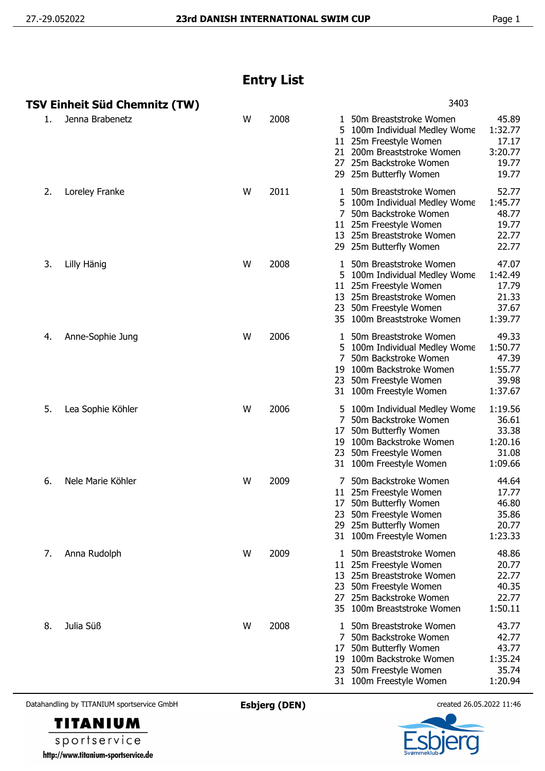# Entry List

## TSV Einheit Süd Chemnitz (TW)

3403

| No. | Name | Sex | Year | Event | Discipline | Time |
|---|---|---|---|---|---|---|
| 1. | Jenna Brabenetz | W | 2008 | 1 | 50m Breaststroke Women | 45.89 |
| | | | | 5 | 100m Individual Medley Wome | 1:32.77 |
| | | | | 11 | 25m Freestyle Women | 17.17 |
| | | | | 21 | 200m Breaststroke Women | 3:20.77 |
| | | | | 27 | 25m Backstroke Women | 19.77 |
| | | | | 29 | 25m Butterfly Women | 19.77 |
| 2. | Loreley Franke | W | 2011 | 1 | 50m Breaststroke Women | 52.77 |
| | | | | 5 | 100m Individual Medley Wome | 1:45.77 |
| | | | | 7 | 50m Backstroke Women | 48.77 |
| | | | | 11 | 25m Freestyle Women | 19.77 |
| | | | | 13 | 25m Breaststroke Women | 22.77 |
| | | | | 29 | 25m Butterfly Women | 22.77 |
| 3. | Lilly Hänig | W | 2008 | 1 | 50m Breaststroke Women | 47.07 |
| | | | | 5 | 100m Individual Medley Wome | 1:42.49 |
| | | | | 11 | 25m Freestyle Women | 17.79 |
| | | | | 13 | 25m Breaststroke Women | 21.33 |
| | | | | 23 | 50m Freestyle Women | 37.67 |
| | | | | 35 | 100m Breaststroke Women | 1:39.77 |
| 4. | Anne-Sophie Jung | W | 2006 | 1 | 50m Breaststroke Women | 49.33 |
| | | | | 5 | 100m Individual Medley Wome | 1:50.77 |
| | | | | 7 | 50m Backstroke Women | 47.39 |
| | | | | 19 | 100m Backstroke Women | 1:55.77 |
| | | | | 23 | 50m Freestyle Women | 39.98 |
| | | | | 31 | 100m Freestyle Women | 1:37.67 |
| 5. | Lea Sophie Köhler | W | 2006 | 5 | 100m Individual Medley Wome | 1:19.56 |
| | | | | 7 | 50m Backstroke Women | 36.61 |
| | | | | 17 | 50m Butterfly Women | 33.38 |
| | | | | 19 | 100m Backstroke Women | 1:20.16 |
| | | | | 23 | 50m Freestyle Women | 31.08 |
| | | | | 31 | 100m Freestyle Women | 1:09.66 |
| 6. | Nele Marie Köhler | W | 2009 | 7 | 50m Backstroke Women | 44.64 |
| | | | | 11 | 25m Freestyle Women | 17.77 |
| | | | | 17 | 50m Butterfly Women | 46.80 |
| | | | | 23 | 50m Freestyle Women | 35.86 |
| | | | | 29 | 25m Butterfly Women | 20.77 |
| | | | | 31 | 100m Freestyle Women | 1:23.33 |
| 7. | Anna Rudolph | W | 2009 | 1 | 50m Breaststroke Women | 48.86 |
| | | | | 11 | 25m Freestyle Women | 20.77 |
| | | | | 13 | 25m Breaststroke Women | 22.77 |
| | | | | 23 | 50m Freestyle Women | 40.35 |
| | | | | 27 | 25m Backstroke Women | 22.77 |
| | | | | 35 | 100m Breaststroke Women | 1:50.11 |
| 8. | Julia Süß | W | 2008 | 1 | 50m Breaststroke Women | 43.77 |
| | | | | 7 | 50m Backstroke Women | 42.77 |
| | | | | 17 | 50m Butterfly Women | 43.77 |
| | | | | 19 | 100m Backstroke Women | 1:35.24 |
| | | | | 23 | 50m Freestyle Women | 35.74 |
| | | | | 31 | 100m Freestyle Women | 1:20.94 |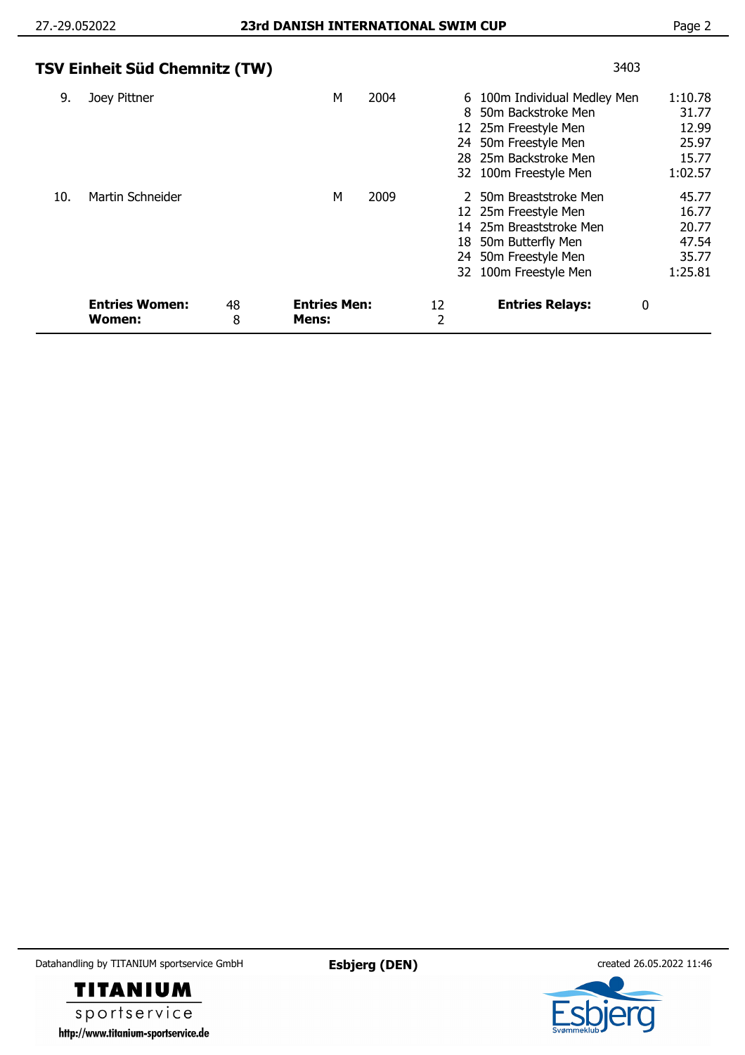## TSV Einheit Süd Chemnitz (TW)

3403

| | | | | | | |
|---|---|---|---|---|---|---|
| 9. | Joey Pittner | M | 2004 | 6 | 100m Individual Medley Men | 1:10.78 |
| | | | | 8 | 50m Backstroke Men | 31.77 |
| | | | | 12 | 25m Freestyle Men | 12.99 |
| | | | | 24 | 50m Freestyle Men | 25.97 |
| | | | | 28 | 25m Backstroke Men | 15.77 |
| | | | | 32 | 100m Freestyle Men | 1:02.57 |
| 10. | Martin Schneider | M | 2009 | 2 | 50m Breaststroke Men | 45.77 |
| | | | | 12 | 25m Freestyle Men | 16.77 |
| | | | | 14 | 25m Breaststroke Men | 20.77 |
| | | | | 18 | 50m Butterfly Men | 47.54 |
| | | | | 24 | 50m Freestyle Men | 35.77 |
| | | | | 32 | 100m Freestyle Men | 1:25.81 |

| | | | | | |
|---|---|---|---|---|---|
| **Entries Women:** | 48 | **Entries Men:** | 12 | **Entries Relays:** | 0 |
| **Women:** | 8 | **Mens:** | 2 | | |

Datahandling by TITANIUM sportservice GmbH | **Esbjerg (DEN)** | created 26.05.2022 11:46